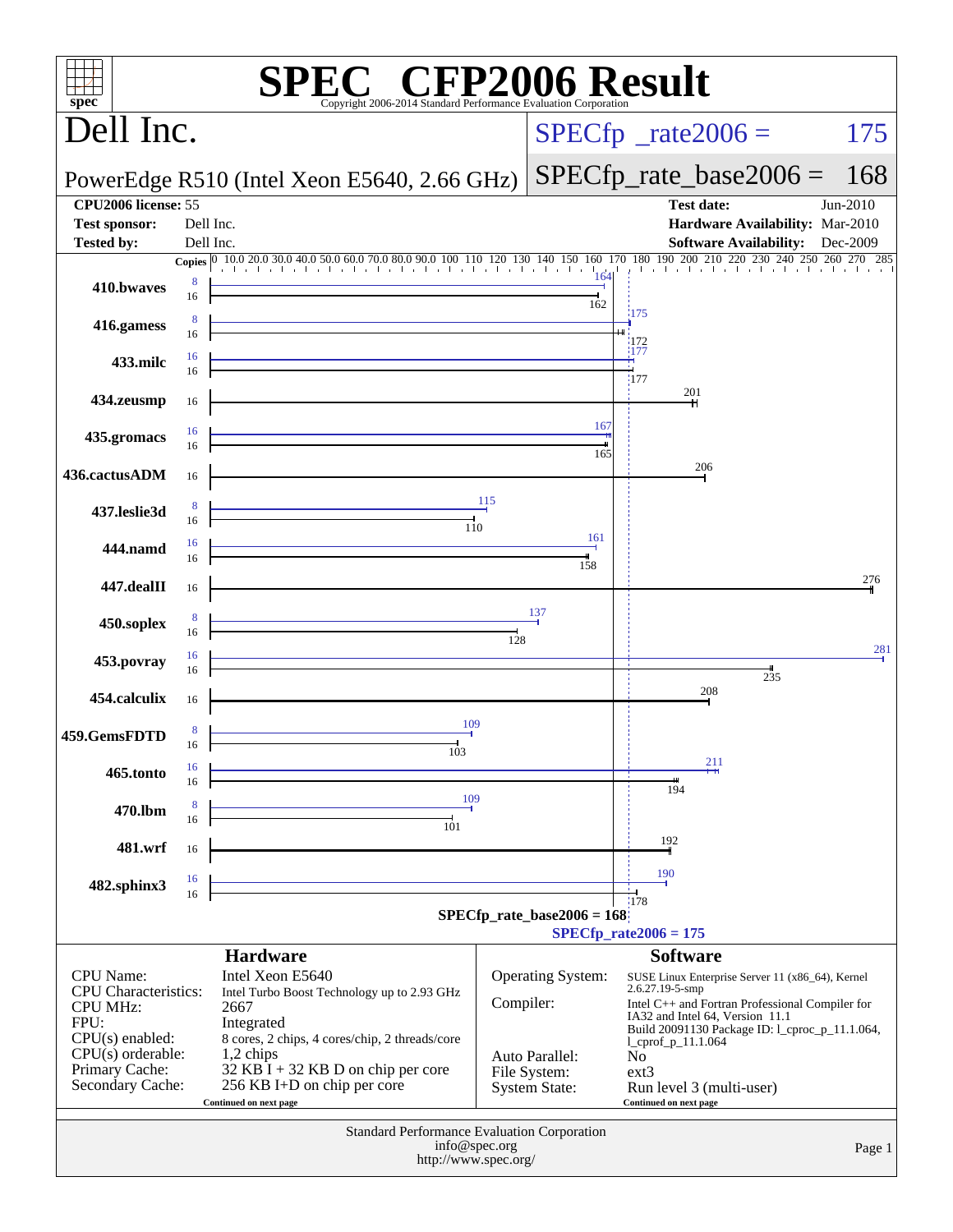# SPEC CFP2006 Result

Copyright 2006-2014 Standard Performance Evaluation Corporation

## Dell Inc.

PowerEdge R510 (Intel Xeon E5640, 2.66 GHz)

SPECfp_rate2006 = 175

SPECfp_rate_base2006 = 168

| | | | |
|---|---|---|---|
| **CPU2006 license:** | 55 | **Test date:** | Jun-2010 |
| **Test sponsor:** | Dell Inc. | **Hardware Availability:** | Mar-2010 |
| **Tested by:** | Dell Inc. | **Software Availability:** | Dec-2009 |

| Benchmark | Copies (peak) | Peak | Copies (base) | Base |
|---|---|---|---|---|
| 410.bwaves | 8 | 164 | 16 | 162 |
| 416.gamess | 8 | 175 | 16 | 172 |
| 433.milc | 16 | 177 | 16 | 177 |
| 434.zeusmp | | | 16 | 201 |
| 435.gromacs | 16 | 167 | 16 | 165 |
| 436.cactusADM | | | 16 | 206 |
| 437.leslie3d | 8 | 115 | 16 | 110 |
| 444.namd | 16 | 161 | 16 | 158 |
| 447.dealII | | | 16 | 276 |
| 450.soplex | 8 | 137 | 16 | 128 |
| 453.povray | 16 | 281 | 16 | 235 |
| 454.calculix | | | 16 | 208 |
| 459.GemsFDTD | 8 | 109 | 16 | 103 |
| 465.tonto | 16 | 211 | 16 | 194 |
| 470.lbm | 8 | 109 | 16 | 101 |
| 481.wrf | | | 16 | 192 |
| 482.sphinx3 | 16 | 190 | 16 | 178 |

SPECfp_rate_base2006 = 168

SPECfp_rate2006 = 175

## Hardware

| | |
|---|---|
| CPU Name: | Intel Xeon E5640 |
| CPU Characteristics: | Intel Turbo Boost Technology up to 2.93 GHz |
| CPU MHz: | 2667 |
| FPU: | Integrated |
| CPU(s) enabled: | 8 cores, 2 chips, 4 cores/chip, 2 threads/core |
| CPU(s) orderable: | 1,2 chips |
| Primary Cache: | 32 KB I + 32 KB D on chip per core |
| Secondary Cache: | 256 KB I+D on chip per core |

Continued on next page

## Software

| | |
|---|---|
| Operating System: | SUSE Linux Enterprise Server 11 (x86_64), Kernel 2.6.27.19-5-smp |
| Compiler: | Intel C++ and Fortran Professional Compiler for IA32 and Intel 64, Version 11.1 Build 20091130 Package ID: l_cproc_p_11.1.064, l_cprof_p_11.1.064 |
| Auto Parallel: | No |
| File System: | ext3 |
| System State: | Run level 3 (multi-user) |

Continued on next page

Standard Performance Evaluation Corporation
info@spec.org
http://www.spec.org/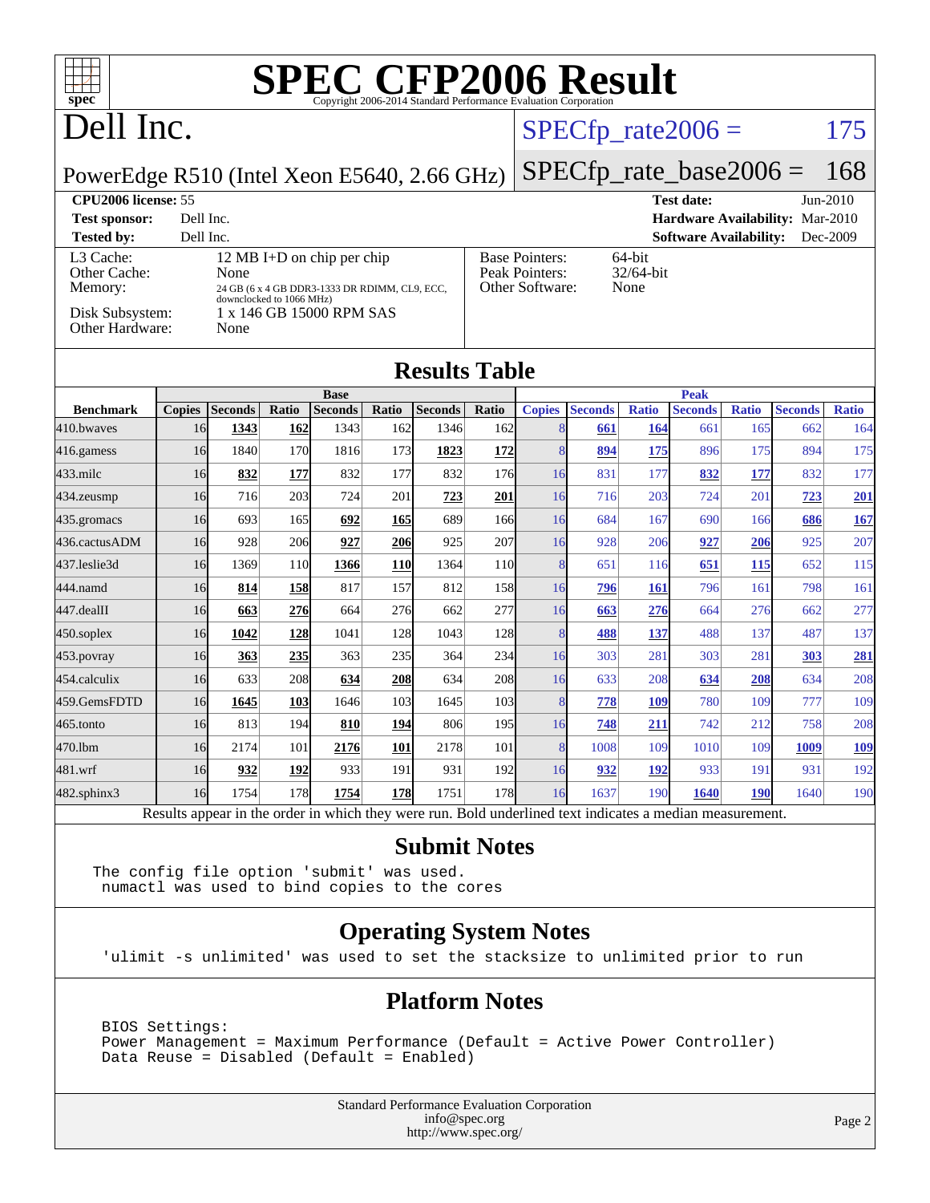# SPEC CFP2006 Result

Copyright 2006-2014 Standard Performance Evaluation Corporation

# Dell Inc.

PowerEdge R510 (Intel Xeon E5640, 2.66 GHz)

SPECfp_rate2006 = 175

SPECfp_rate_base2006 = 168

| | | | |
|---|---|---|---|
| **CPU2006 license:** 55 | | **Test date:** | Jun-2010 |
| **Test sponsor:** | Dell Inc. | **Hardware Availability:** | Mar-2010 |
| **Tested by:** | Dell Inc. | **Software Availability:** | Dec-2009 |

| | |
|---|---|
| L3 Cache: | 12 MB I+D on chip per chip |
| Other Cache: | None |
| Memory: | 24 GB (6 x 4 GB DDR3-1333 DR RDIMM, CL9, ECC, downclocked to 1066 MHz) |
| Disk Subsystem: | 1 x 146 GB 15000 RPM SAS |
| Other Hardware: | None |

| | |
|---|---|
| Base Pointers: | 64-bit |
| Peak Pointers: | 32/64-bit |
| Other Software: | None |

## Results Table

| | Base | | | | | | | Peak | | | | | | |
|---|---|---|---|---|---|---|---|---|---|---|---|---|---|---|
| **Benchmark** | **Copies** | **Seconds** | **Ratio** | **Seconds** | **Ratio** | **Seconds** | **Ratio** | **Copies** | **Seconds** | **Ratio** | **Seconds** | **Ratio** | **Seconds** | **Ratio** |
| 410.bwaves | 16 | **1343** | **162** | 1343 | 162 | 1346 | 162 | 8 | **661** | **164** | 661 | 165 | 662 | 164 |
| 416.gamess | 16 | 1840 | 170 | 1816 | 173 | **1823** | **172** | 8 | **894** | **175** | 896 | 175 | 894 | 175 |
| 433.milc | 16 | **832** | **177** | 832 | 177 | 832 | 176 | 16 | 831 | 177 | **832** | **177** | 832 | 177 |
| 434.zeusmp | 16 | 716 | 203 | 724 | 201 | **723** | **201** | 16 | 716 | 203 | 724 | 201 | **723** | **201** |
| 435.gromacs | 16 | 693 | 165 | **692** | **165** | 689 | 166 | 16 | 684 | 167 | 690 | 166 | **686** | **167** |
| 436.cactusADM | 16 | 928 | 206 | **927** | **206** | 925 | 207 | 16 | 928 | 206 | **927** | **206** | 925 | 207 |
| 437.leslie3d | 16 | 1369 | 110 | **1366** | **110** | 1364 | 110 | 8 | 651 | 116 | **651** | **115** | 652 | 115 |
| 444.namd | 16 | **814** | **158** | 817 | 157 | 812 | 158 | 16 | **796** | **161** | 796 | 161 | 798 | 161 |
| 447.dealII | 16 | **663** | **276** | 664 | 276 | 662 | 277 | 16 | **663** | **276** | 664 | 276 | 662 | 277 |
| 450.soplex | 16 | **1042** | **128** | 1041 | 128 | 1043 | 128 | 8 | **488** | **137** | 488 | 137 | 487 | 137 |
| 453.povray | 16 | **363** | **235** | 363 | 235 | 364 | 234 | 16 | 303 | 281 | 303 | 281 | **303** | **281** |
| 454.calculix | 16 | 633 | 208 | **634** | **208** | 634 | 208 | 16 | 633 | 208 | **634** | **208** | 634 | 208 |
| 459.GemsFDTD | 16 | **1645** | **103** | 1646 | 103 | 1645 | 103 | 8 | **778** | **109** | 780 | 109 | 777 | 109 |
| 465.tonto | 16 | 813 | 194 | **810** | **194** | 806 | 195 | 16 | **748** | **211** | 742 | 212 | 758 | 208 |
| 470.lbm | 16 | 2174 | 101 | **2176** | **101** | 2178 | 101 | 8 | 1008 | 109 | 1010 | 109 | **1009** | **109** |
| 481.wrf | 16 | **932** | **192** | 933 | 191 | 931 | 192 | 16 | **932** | **192** | 933 | 191 | 931 | 192 |
| 482.sphinx3 | 16 | 1754 | 178 | **1754** | **178** | 1751 | 178 | 16 | 1637 | 190 | **1640** | **190** | 1640 | 190 |

Results appear in the order in which they were run. Bold underlined text indicates a median measurement.

## Submit Notes

```
The config file option 'submit' was used.
 numactl was used to bind copies to the cores
```

## Operating System Notes

```
'ulimit -s unlimited' was used to set the stacksize to unlimited prior to run
```

## Platform Notes

```
BIOS Settings:
Power Management = Maximum Performance (Default = Active Power Controller)
Data Reuse = Disabled (Default = Enabled)
```

Standard Performance Evaluation Corporation
info@spec.org
http://www.spec.org/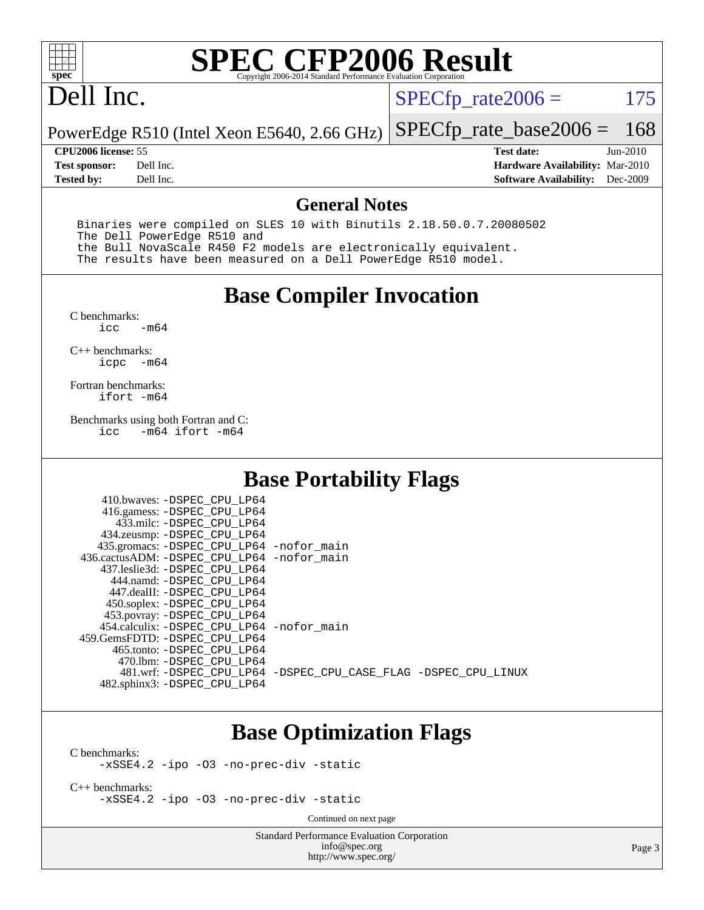# SPEC CFP2006 Result

Copyright 2006-2014 Standard Performance Evaluation Corporation

# Dell Inc.

PowerEdge R510 (Intel Xeon E5640, 2.66 GHz)

SPECfp_rate2006 = 175

SPECfp_rate_base2006 = 168

| | | | |
|---|---|---|---|
| **CPU2006 license:** 55 | | **Test date:** | Jun-2010 |
| **Test sponsor:** | Dell Inc. | **Hardware Availability:** | Mar-2010 |
| **Tested by:** | Dell Inc. | **Software Availability:** | Dec-2009 |

## General Notes

```
Binaries were compiled on SLES 10 with Binutils 2.18.50.0.7.20080502
The Dell PowerEdge R510 and
the Bull NovaScale R450 F2 models are electronically equivalent.
The results have been measured on a Dell PowerEdge R510 model.
```

## Base Compiler Invocation

C benchmarks:
```
icc   -m64
```

C++ benchmarks:
```
icpc  -m64
```

Fortran benchmarks:
```
ifort -m64
```

Benchmarks using both Fortran and C:
```
icc   -m64 ifort -m64
```

## Base Portability Flags

```
   410.bwaves: -DSPEC_CPU_LP64
   416.gamess: -DSPEC_CPU_LP64
     433.milc: -DSPEC_CPU_LP64
   434.zeusmp: -DSPEC_CPU_LP64
  435.gromacs: -DSPEC_CPU_LP64 -nofor_main
436.cactusADM: -DSPEC_CPU_LP64 -nofor_main
  437.leslie3d: -DSPEC_CPU_LP64
     444.namd: -DSPEC_CPU_LP64
   447.dealII: -DSPEC_CPU_LP64
   450.soplex: -DSPEC_CPU_LP64
   453.povray: -DSPEC_CPU_LP64
  454.calculix: -DSPEC_CPU_LP64 -nofor_main
459.GemsFDTD: -DSPEC_CPU_LP64
    465.tonto: -DSPEC_CPU_LP64
      470.lbm: -DSPEC_CPU_LP64
      481.wrf: -DSPEC_CPU_LP64 -DSPEC_CPU_CASE_FLAG -DSPEC_CPU_LINUX
  482.sphinx3: -DSPEC_CPU_LP64
```

## Base Optimization Flags

C benchmarks:
```
-xSSE4.2 -ipo -O3 -no-prec-div -static
```

C++ benchmarks:
```
-xSSE4.2 -ipo -O3 -no-prec-div -static
```

Continued on next page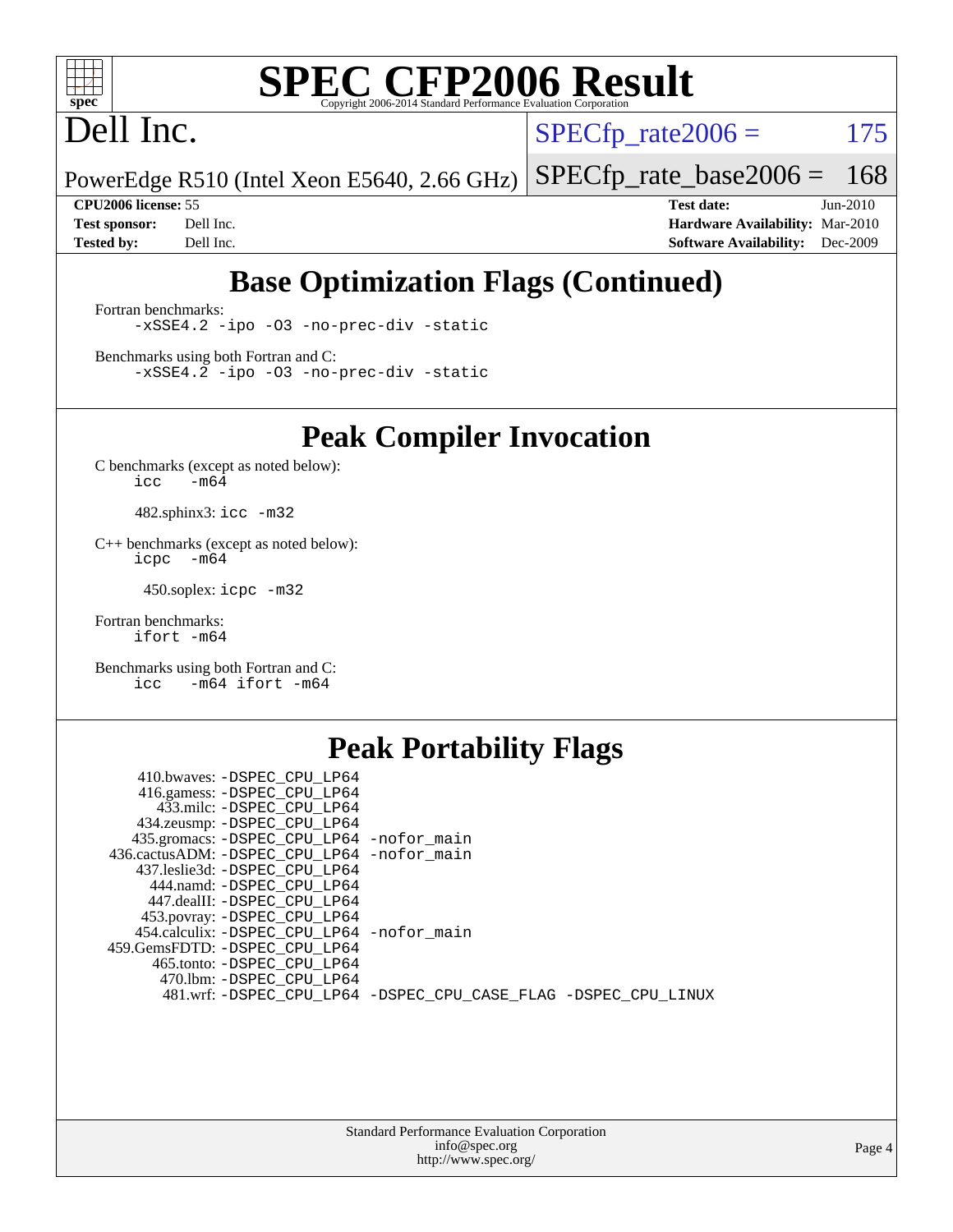# SPEC CFP2006 Result

Copyright 2006-2014 Standard Performance Evaluation Corporation

# Dell Inc.

PowerEdge R510 (Intel Xeon E5640, 2.66 GHz)

SPECfp_rate2006 = 175

SPECfp_rate_base2006 = 168

**CPU2006 license:** 55
**Test sponsor:** Dell Inc.
**Tested by:** Dell Inc.

**Test date:** Jun-2010
**Hardware Availability:** Mar-2010
**Software Availability:** Dec-2009

## Base Optimization Flags (Continued)

Fortran benchmarks:

```
-xSSE4.2 -ipo -O3 -no-prec-div -static
```

Benchmarks using both Fortran and C:

```
-xSSE4.2 -ipo -O3 -no-prec-div -static
```

## Peak Compiler Invocation

C benchmarks (except as noted below):

```
icc  -m64
```

482.sphinx3: `icc -m32`

C++ benchmarks (except as noted below):

```
icpc  -m64
```

450.soplex: `icpc -m32`

Fortran benchmarks:

```
ifort -m64
```

Benchmarks using both Fortran and C:

```
icc  -m64 ifort -m64
```

## Peak Portability Flags

410.bwaves: -DSPEC_CPU_LP64
416.gamess: -DSPEC_CPU_LP64
433.milc: -DSPEC_CPU_LP64
434.zeusmp: -DSPEC_CPU_LP64
435.gromacs: -DSPEC_CPU_LP64 -nofor_main
436.cactusADM: -DSPEC_CPU_LP64 -nofor_main
437.leslie3d: -DSPEC_CPU_LP64
444.namd: -DSPEC_CPU_LP64
447.dealII: -DSPEC_CPU_LP64
453.povray: -DSPEC_CPU_LP64
454.calculix: -DSPEC_CPU_LP64 -nofor_main
459.GemsFDTD: -DSPEC_CPU_LP64
465.tonto: -DSPEC_CPU_LP64
470.lbm: -DSPEC_CPU_LP64
481.wrf: -DSPEC_CPU_LP64 -DSPEC_CPU_CASE_FLAG -DSPEC_CPU_LINUX

Standard Performance Evaluation Corporation
info@spec.org
http://www.spec.org/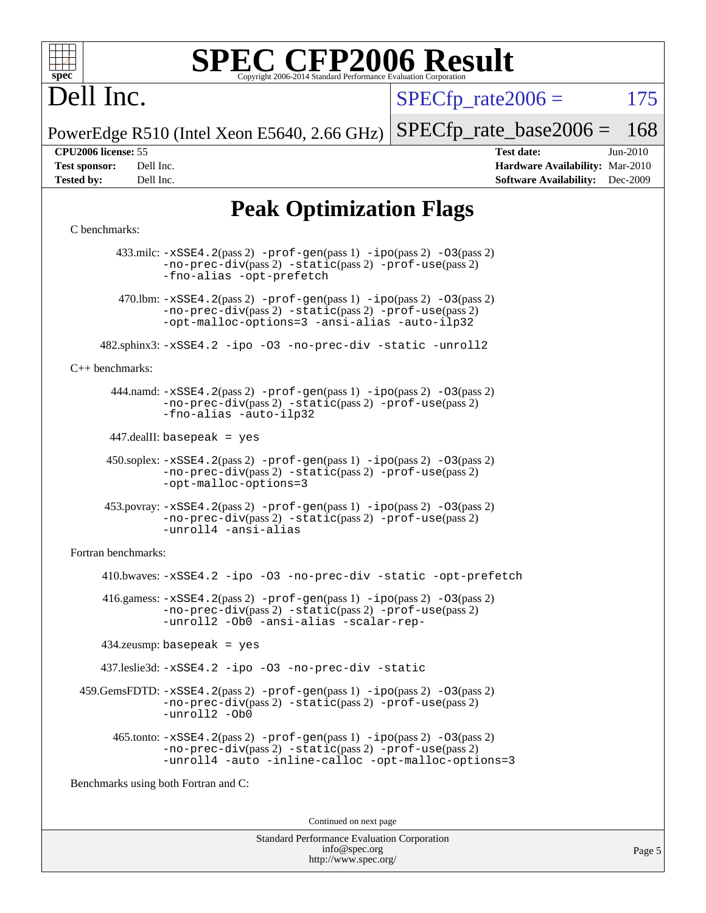# SPEC CFP2006 Result

Dell Inc.

PowerEdge R510 (Intel Xeon E5640, 2.66 GHz)

SPECfp_rate2006 = 175

SPECfp_rate_base2006 = 168

**CPU2006 license:** 55
**Test sponsor:** Dell Inc.
**Tested by:** Dell Inc.

**Test date:** Jun-2010
**Hardware Availability:** Mar-2010
**Software Availability:** Dec-2009

## Peak Optimization Flags

C benchmarks:

433.milc: -xSSE4.2(pass 2) -prof-gen(pass 1) -ipo(pass 2) -O3(pass 2) -no-prec-div(pass 2) -static(pass 2) -prof-use(pass 2) -fno-alias -opt-prefetch

470.lbm: -xSSE4.2(pass 2) -prof-gen(pass 1) -ipo(pass 2) -O3(pass 2) -no-prec-div(pass 2) -static(pass 2) -prof-use(pass 2) -opt-malloc-options=3 -ansi-alias -auto-ilp32

482.sphinx3: -xSSE4.2 -ipo -O3 -no-prec-div -static -unroll2

C++ benchmarks:

444.namd: -xSSE4.2(pass 2) -prof-gen(pass 1) -ipo(pass 2) -O3(pass 2) -no-prec-div(pass 2) -static(pass 2) -prof-use(pass 2) -fno-alias -auto-ilp32

447.dealII: basepeak = yes

450.soplex: -xSSE4.2(pass 2) -prof-gen(pass 1) -ipo(pass 2) -O3(pass 2) -no-prec-div(pass 2) -static(pass 2) -prof-use(pass 2) -opt-malloc-options=3

453.povray: -xSSE4.2(pass 2) -prof-gen(pass 1) -ipo(pass 2) -O3(pass 2) -no-prec-div(pass 2) -static(pass 2) -prof-use(pass 2) -unroll4 -ansi-alias

Fortran benchmarks:

410.bwaves: -xSSE4.2 -ipo -O3 -no-prec-div -static -opt-prefetch

416.gamess: -xSSE4.2(pass 2) -prof-gen(pass 1) -ipo(pass 2) -O3(pass 2) -no-prec-div(pass 2) -static(pass 2) -prof-use(pass 2) -unroll2 -Ob0 -ansi-alias -scalar-rep-

434.zeusmp: basepeak = yes

437.leslie3d: -xSSE4.2 -ipo -O3 -no-prec-div -static

459.GemsFDTD: -xSSE4.2(pass 2) -prof-gen(pass 1) -ipo(pass 2) -O3(pass 2) -no-prec-div(pass 2) -static(pass 2) -prof-use(pass 2) -unroll2 -Ob0

465.tonto: -xSSE4.2(pass 2) -prof-gen(pass 1) -ipo(pass 2) -O3(pass 2) -no-prec-div(pass 2) -static(pass 2) -prof-use(pass 2) -unroll4 -auto -inline-calloc -opt-malloc-options=3

Benchmarks using both Fortran and C:

Continued on next page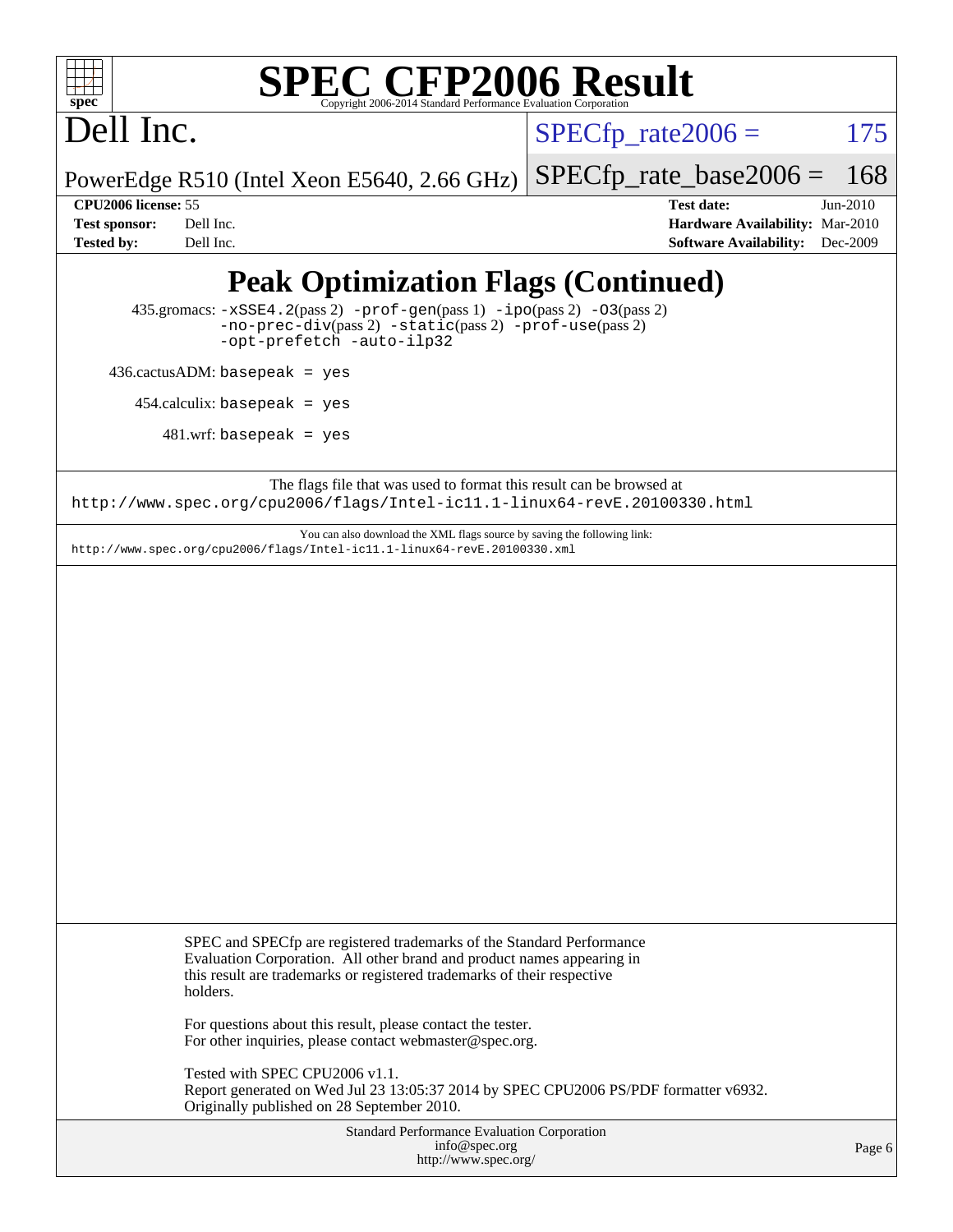# SPEC CFP2006 Result

Copyright 2006-2014 Standard Performance Evaluation Corporation

**Dell Inc.**

PowerEdge R510 (Intel Xeon E5640, 2.66 GHz)

SPECfp_rate2006 = 175

SPECfp_rate_base2006 = 168

| | | | |
|---|---|---|---|
| **CPU2006 license:** 55 | | **Test date:** | Jun-2010 |
| **Test sponsor:** | Dell Inc. | **Hardware Availability:** | Mar-2010 |
| **Tested by:** | Dell Inc. | **Software Availability:** | Dec-2009 |

## Peak Optimization Flags (Continued)

435.gromacs: `-xSSE4.2`(pass 2) `-prof-gen`(pass 1) `-ipo`(pass 2) `-O3`(pass 2) `-no-prec-div`(pass 2) `-static`(pass 2) `-prof-use`(pass 2) `-opt-prefetch` `-auto-ilp32`

436.cactusADM: `basepeak = yes`

454.calculix: `basepeak = yes`

481.wrf: `basepeak = yes`

The flags file that was used to format this result can be browsed at
`http://www.spec.org/cpu2006/flags/Intel-ic11.1-linux64-revE.20100330.html`

You can also download the XML flags source by saving the following link:
`http://www.spec.org/cpu2006/flags/Intel-ic11.1-linux64-revE.20100330.xml`

SPEC and SPECfp are registered trademarks of the Standard Performance Evaluation Corporation. All other brand and product names appearing in this result are trademarks or registered trademarks of their respective holders.

For questions about this result, please contact the tester.
For other inquiries, please contact webmaster@spec.org.

Tested with SPEC CPU2006 v1.1.
Report generated on Wed Jul 23 13:05:37 2014 by SPEC CPU2006 PS/PDF formatter v6932.
Originally published on 28 September 2010.